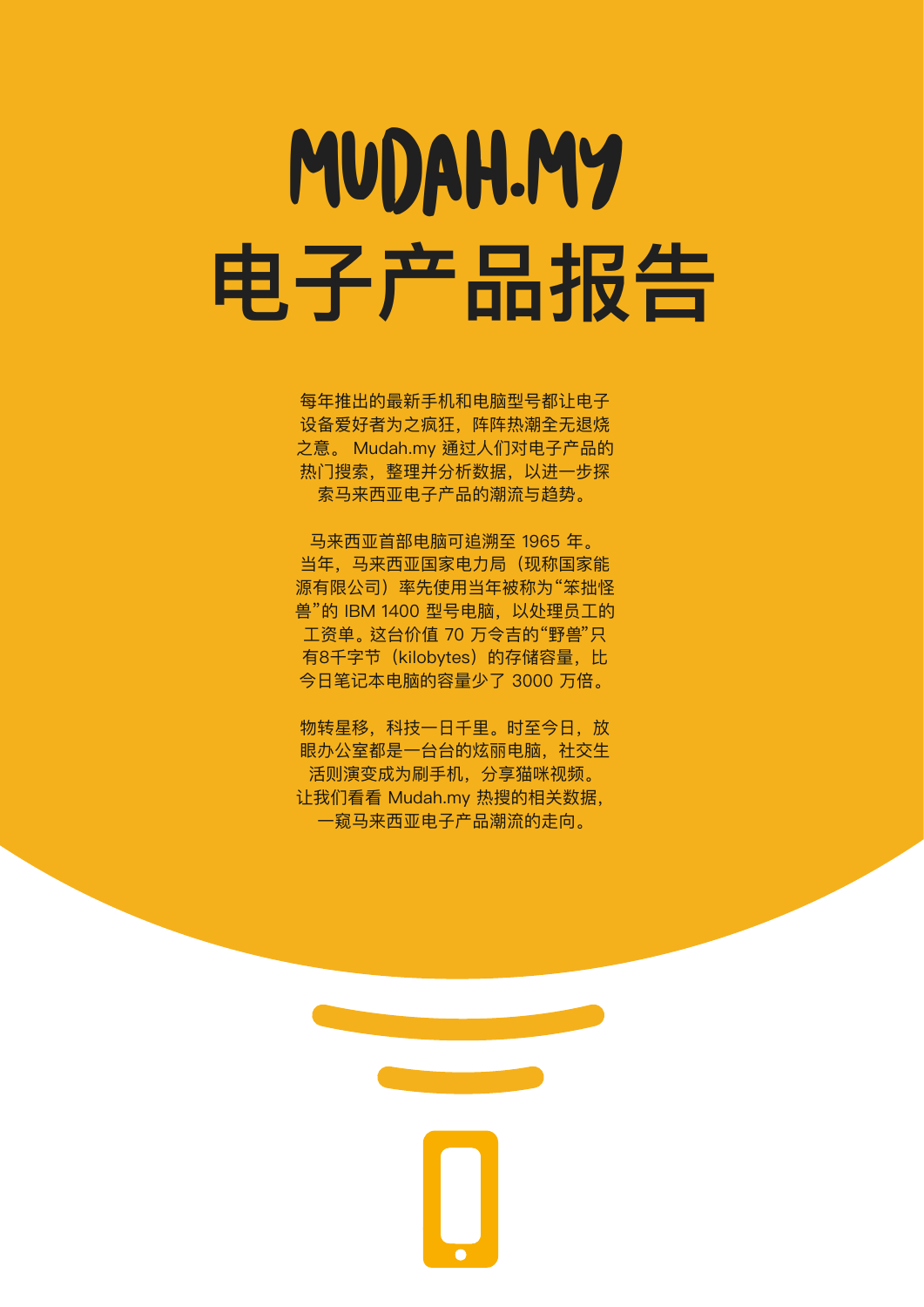# MUDAH.MY 电子产品报告

每年推出的最新手机和电脑型号都让电子设备爱好者为之疯狂，阵阵热潮全无退烧之意。 Mudah.my 通过人们对电子产品的热门搜索，整理并分析数据，以进一步探索马来西亚电子产品的潮流与趋势。

马来西亚首部电脑可追溯至 1965 年。当年，马来西亚国家电力局（现称国家能源有限公司）率先使用当年被称为“笨拙怪兽”的 IBM 1400 型号电脑，以处理员工的工资单。这台价值 70 万令吉的“野兽”只有8千字节（kilobytes）的存储容量，比今日笔记本电脑的容量少了 3000 万倍。

物转星移，科技一日千里。时至今日，放眼办公室都是一台台的炫丽电脑，社交生活则演变成为刷手机，分享猫咪视频。让我们看看 Mudah.my 热搜的相关数据，一窥马来西亚电子产品潮流的走向。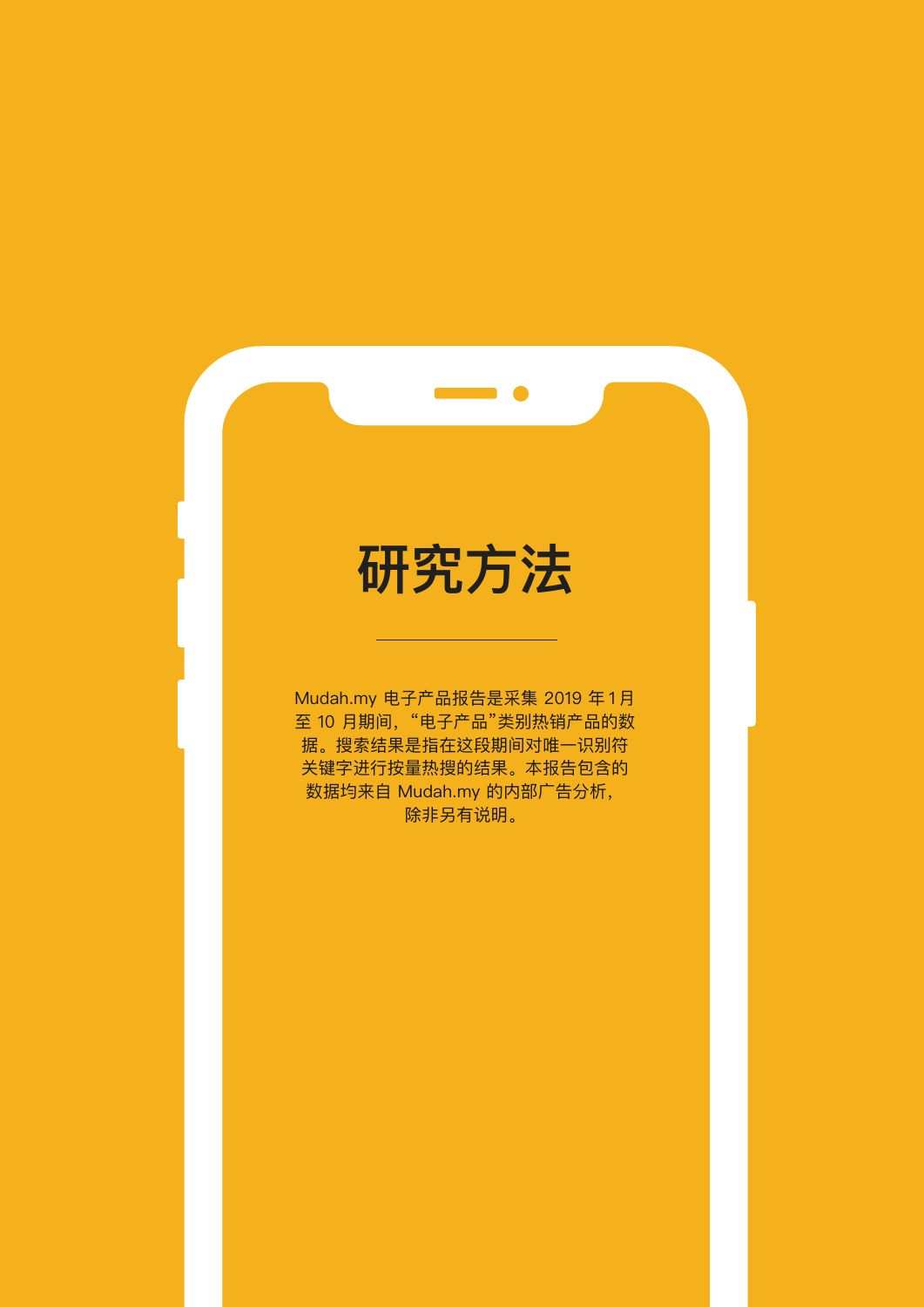# 研究方法

Mudah.my 电子产品报告是采集 2019 年 1 月至 10 月期间，“电子产品”类别热销产品的数据。搜索结果是指在这段期间对唯一识别符关键字进行按量热搜的结果。本报告包含的数据均来自 Mudah.my 的内部广告分析，除非另有说明。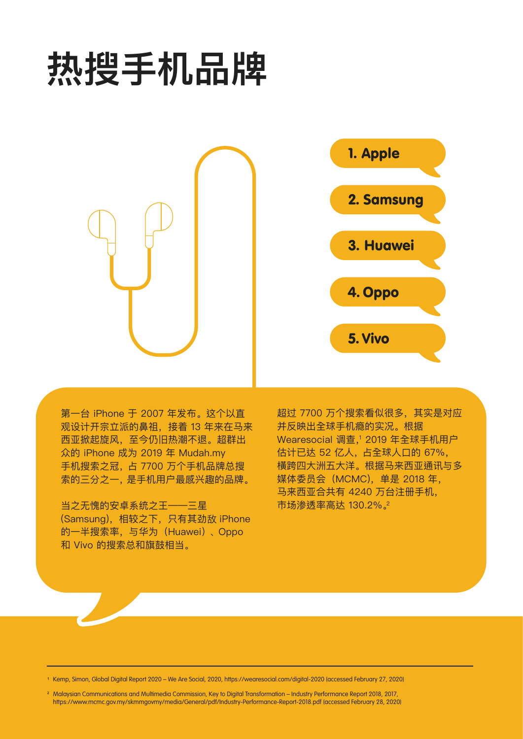# 热搜手机品牌

1. Apple
2. Samsung
3. Huawei
4. Oppo
5. Vivo

第一台 iPhone 于 2007 年发布。这个以直观设计开宗立派的鼻祖，接着 13 年来在马来西亚掀起旋风，至今仍旧热潮不退。超群出众的 iPhone 成为 2019 年 Mudah.my 手机搜索之冠，占 7700 万个手机品牌总搜索的三分之一，是手机用户最感兴趣的品牌。

当之无愧的安卓系统之王——三星（Samsung），相较之下，只有其劲敌 iPhone 的一半搜索率，与华为（Huawei）、Oppo 和 Vivo 的搜索总和旗鼓相当。

超过 7700 万个搜索看似很多，其实是对应并反映出全球手机瘾的实况。根据 Wearesocial 调查,[1] 2019 年全球手机用户估计已达 52 亿人，占全球人口的 67%，横跨四大洲五大洋。根据马来西亚通讯与多媒体委员会（MCMC），单是 2018 年，马来西亚合共有 4240 万台注册手机，市场渗透率高达 130.2%。[2]

---

[1] Kemp, Simon, Global Digital Report 2020 – We Are Social, 2020, https://wearesocial.com/digital-2020 (accessed February 27, 2020)

[2] Malaysian Communications and Multimedia Commission, Key to Digital Transformation – Industry Performance Report 2018, 2017, https://www.mcmc.gov.my/skmmgovmy/media/General/pdf/Industry-Performance-Report-2018.pdf (accessed February 28, 2020)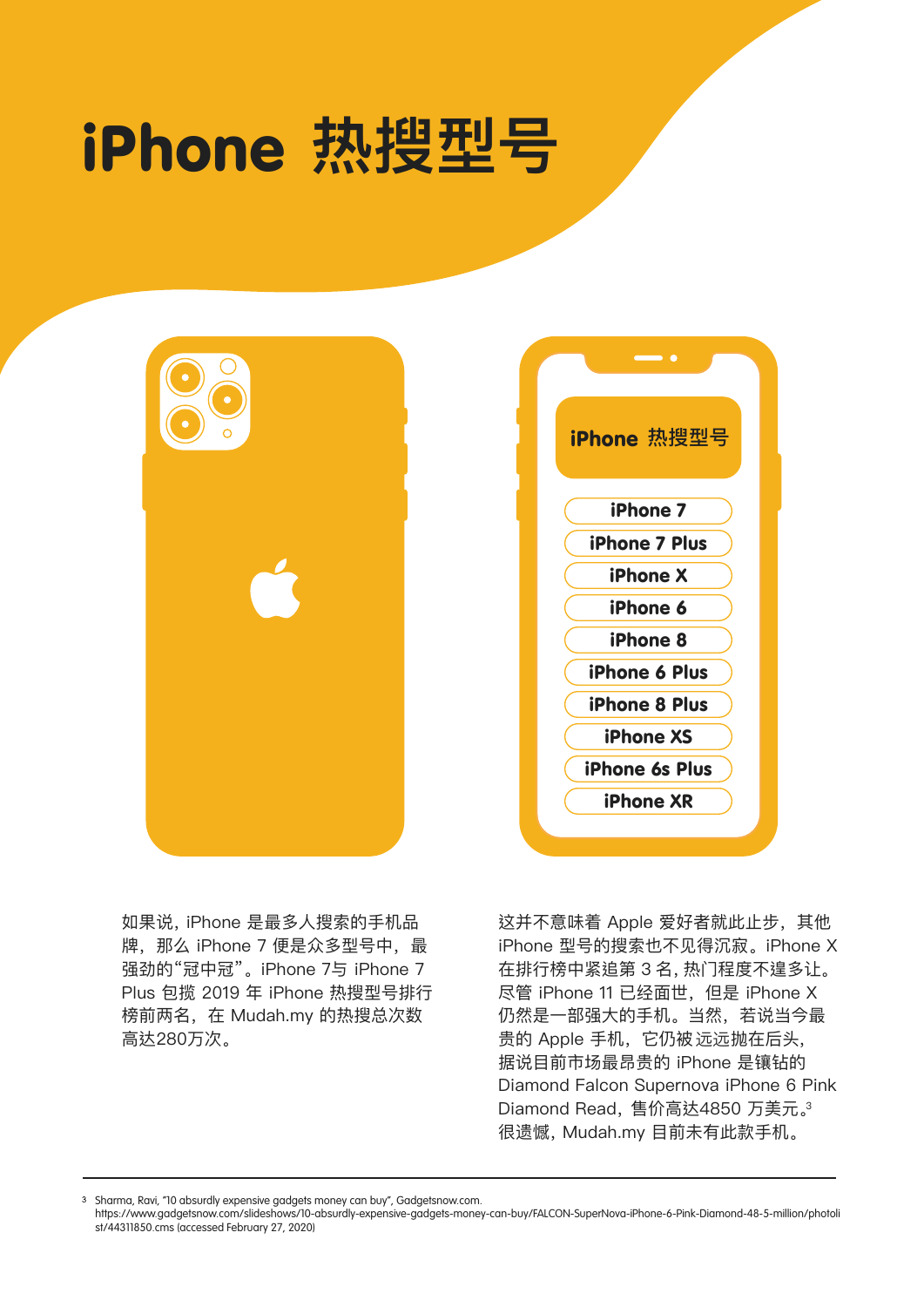# iPhone 热搜型号

iPhone 热搜型号

- iPhone 7
- iPhone 7 Plus
- iPhone X
- iPhone 6
- iPhone 8
- iPhone 6 Plus
- iPhone 8 Plus
- iPhone XS
- iPhone 6s Plus
- iPhone XR

如果说，iPhone 是最多人搜索的手机品牌，那么 iPhone 7 便是众多型号中，最强劲的“冠中冠”。iPhone 7与 iPhone 7 Plus 包揽 2019 年 iPhone 热搜型号排行榜前两名，在 Mudah.my 的热搜总次数高达280万次。

这并不意味着 Apple 爱好者就此止步，其他 iPhone 型号的搜索也不见得沉寂。iPhone X 在排行榜中紧追第 3 名，热门程度不遑多让。尽管 iPhone 11 已经面世，但是 iPhone X 仍然是一部强大的手机。当然，若说当今最贵的 Apple 手机，它仍被远远抛在后头，据说目前市场最昂贵的 iPhone 是镶钻的 Diamond Falcon Supernova iPhone 6 Pink Diamond Read，售价高达4850 万美元。[3] 很遗憾，Mudah.my 目前未有此款手机。

---

[3] Sharma, Ravi, "10 absurdly expensive gadgets money can buy", Gadgetsnow.com. https://www.gadgetsnow.com/slideshows/10-absurdly-expensive-gadgets-money-can-buy/FALCON-SuperNova-iPhone-6-Pink-Diamond-48-5-million/photolist/44311850.cms (accessed February 27, 2020)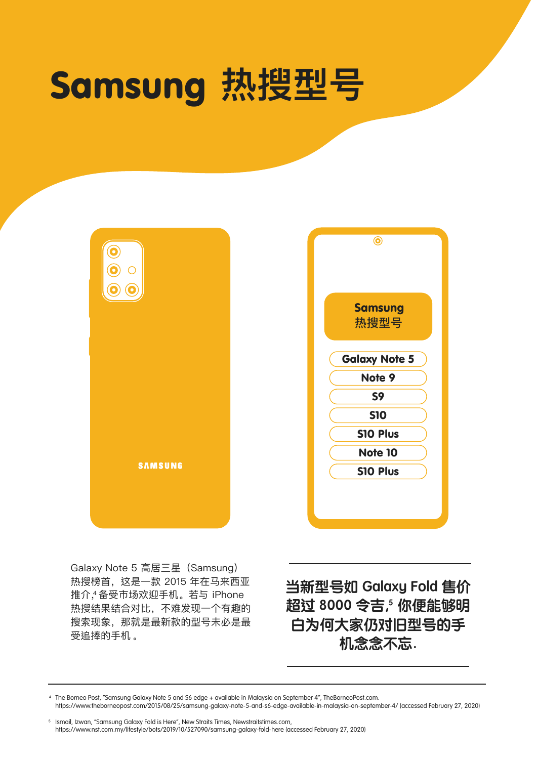# Samsung 热搜型号

**Samsung 热搜型号**

- Galaxy Note 5
- Note 9
- S9
- S10
- S10 Plus
- Note 10
- S10 Plus

SAMSUNG

Galaxy Note 5 高居三星（Samsung）热搜榜首，这是一款 2015 年在马来西亚推介,[4] 备受市场欢迎手机。若与 iPhone 热搜结果结合对比，不难发现一个有趣的搜索现象，那就是最新款的型号未必是最受追捧的手机。

**当新型号如 Galaxy Fold 售价超过 8000 令吉,[5] 你便能够明白为何大家仍对旧型号的手机念念不忘.**

---

[4] The Borneo Post, "Samsung Galaxy Note 5 and S6 edge + available in Malaysia on September 4", TheBorneoPost.com. https://www.theborneopost.com/2015/08/25/samsung-galaxy-note-5-and-s6-edge-available-in-malaysia-on-september-4/ (accessed February 27, 2020)

[5] Ismail, Izwan, "Samsung Galaxy Fold is Here", New Straits Times, Newstraitstimes.com, https://www.nst.com.my/lifestyle/bots/2019/10/527090/samsung-galaxy-fold-here (accessed February 27, 2020)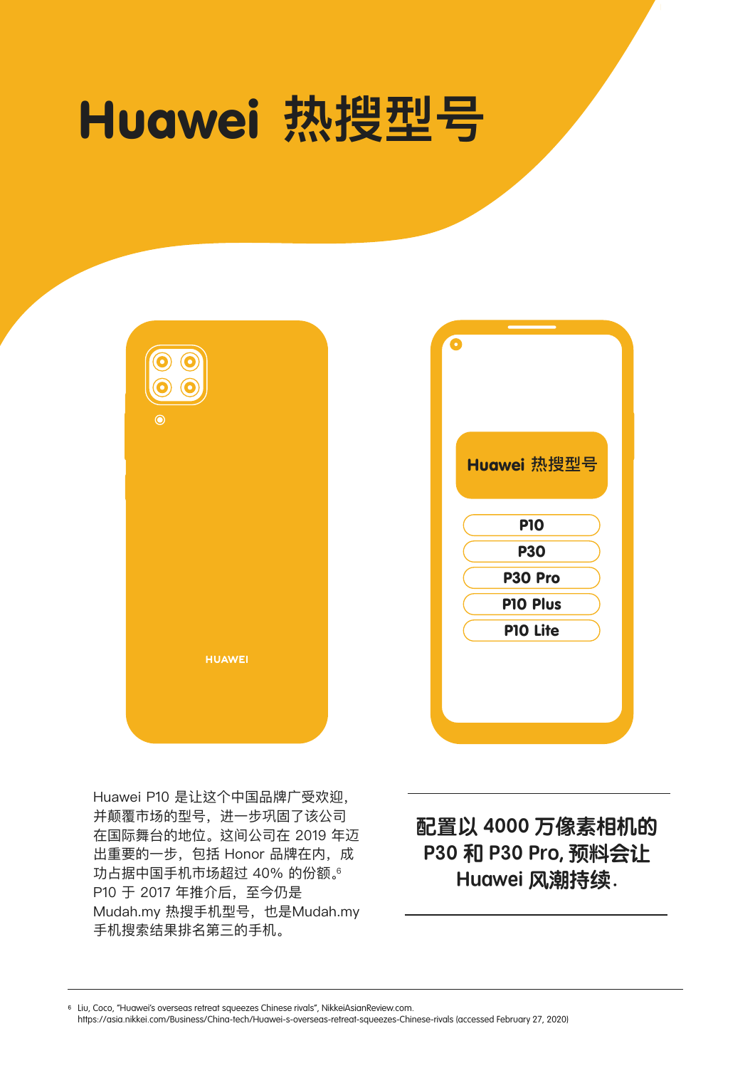# Huawei 热搜型号

**Huawei 热搜型号**

- P10
- P30
- P30 Pro
- P10 Plus
- P10 Lite

Huawei P10 是让这个中国品牌广受欢迎，并颠覆市场的型号，进一步巩固了该公司在国际舞台的地位。这间公司在 2019 年迈出重要的一步，包括 Honor 品牌在内，成功占据中国手机市场超过 40% 的份额。[6] P10 于 2017 年推介后，至今仍是 Mudah.my 热搜手机型号，也是Mudah.my 手机搜索结果排名第三的手机。

**配置以 4000 万像素相机的 P30 和 P30 Pro，预料会让 Huawei 风潮持续。**

---

[6] Liu, Coco, "Huawei's overseas retreat squeezes Chinese rivals", NikkeiAsianReview.com. https://asia.nikkei.com/Business/China-tech/Huawei-s-overseas-retreat-squeezes-Chinese-rivals (accessed February 27, 2020)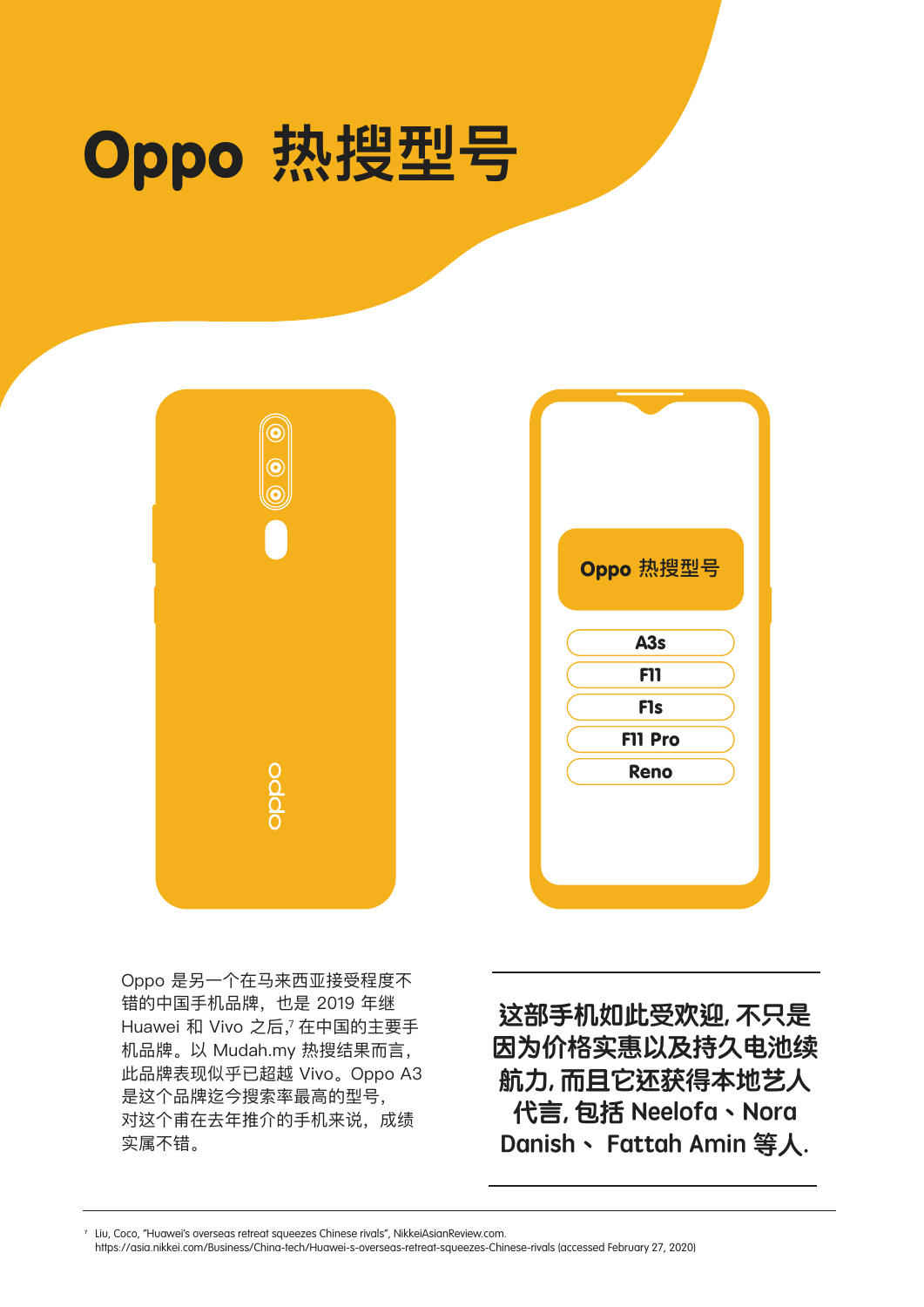# Oppo 热搜型号

Oppo 热搜型号

- A3s
- F11
- F1s
- F11 Pro
- Reno

Oppo 是另一个在马来西亚接受程度不错的中国手机品牌，也是 2019 年继 Huawei 和 Vivo 之后,[7] 在中国的主要手机品牌。以 Mudah.my 热搜结果而言，此品牌表现似乎已超越 Vivo。Oppo A3 是这个品牌迄今搜索率最高的型号，对这个甫在去年推介的手机来说，成绩实属不错。

**这部手机如此受欢迎, 不只是因为价格实惠以及持久电池续航力, 而且它还获得本地艺人代言, 包括 Neelofa、Nora Danish、 Fattah Amin 等人.**

[7] Liu, Coco, "Huawei's overseas retreat squeezes Chinese rivals", NikkeiAsianReview.com. https://asia.nikkei.com/Business/China-tech/Huawei-s-overseas-retreat-squeezes-Chinese-rivals (accessed February 27, 2020)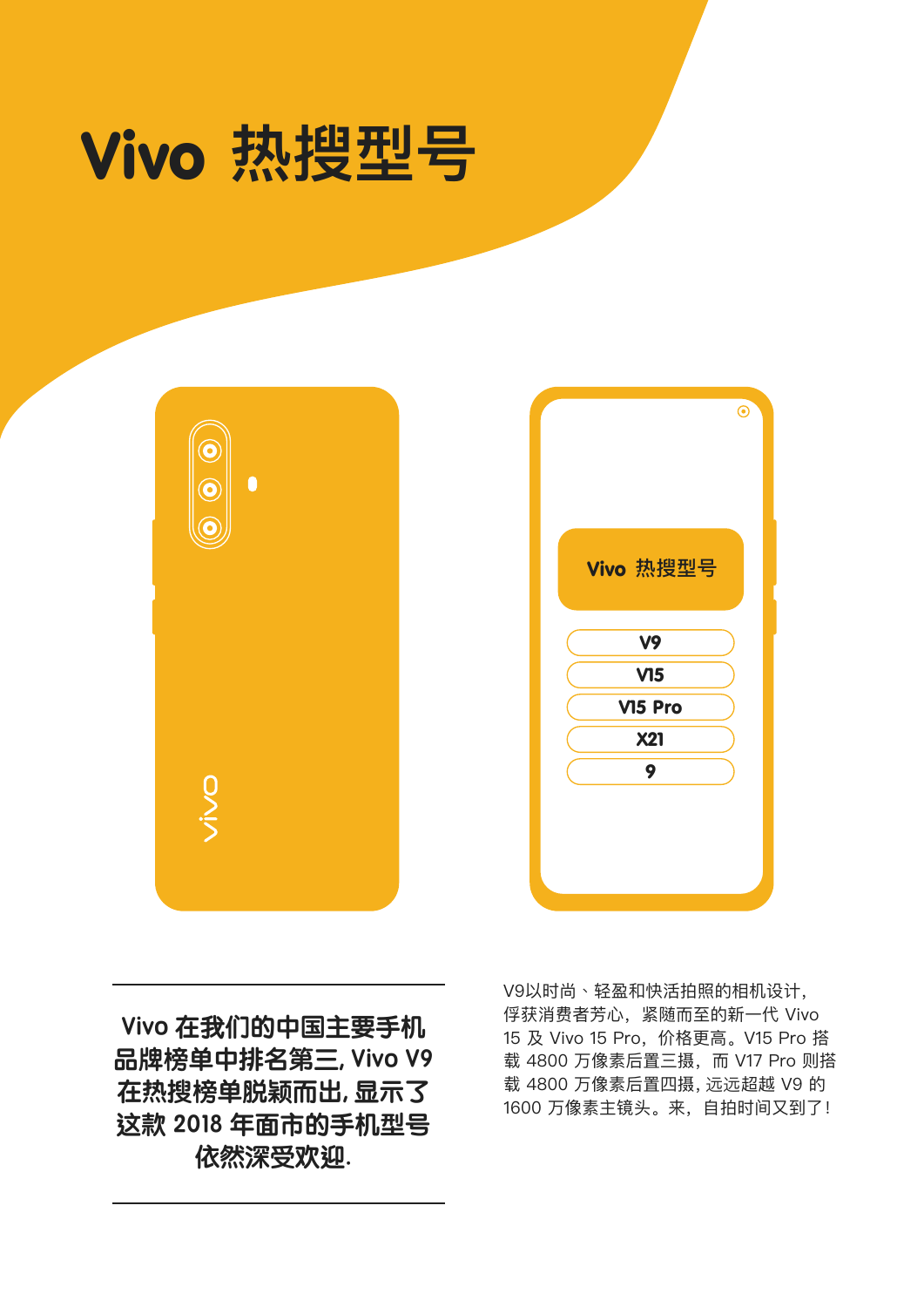# Vivo 热搜型号

vivo

Vivo 热搜型号

- V9
- V15
- V15 Pro
- X21
- 9

**Vivo 在我们的中国主要手机品牌榜单中排名第三, Vivo V9 在热搜榜单脱颖而出, 显示了这款 2018 年面市的手机型号依然深受欢迎.**

V9以时尚、轻盈和快活拍照的相机设计，俘获消费者芳心，紧随而至的新一代 Vivo 15 及 Vivo 15 Pro，价格更高。V15 Pro 搭载 4800 万像素后置三摄，而 V17 Pro 则搭载 4800 万像素后置四摄, 远远超越 V9 的 1600 万像素主镜头。来，自拍时间又到了！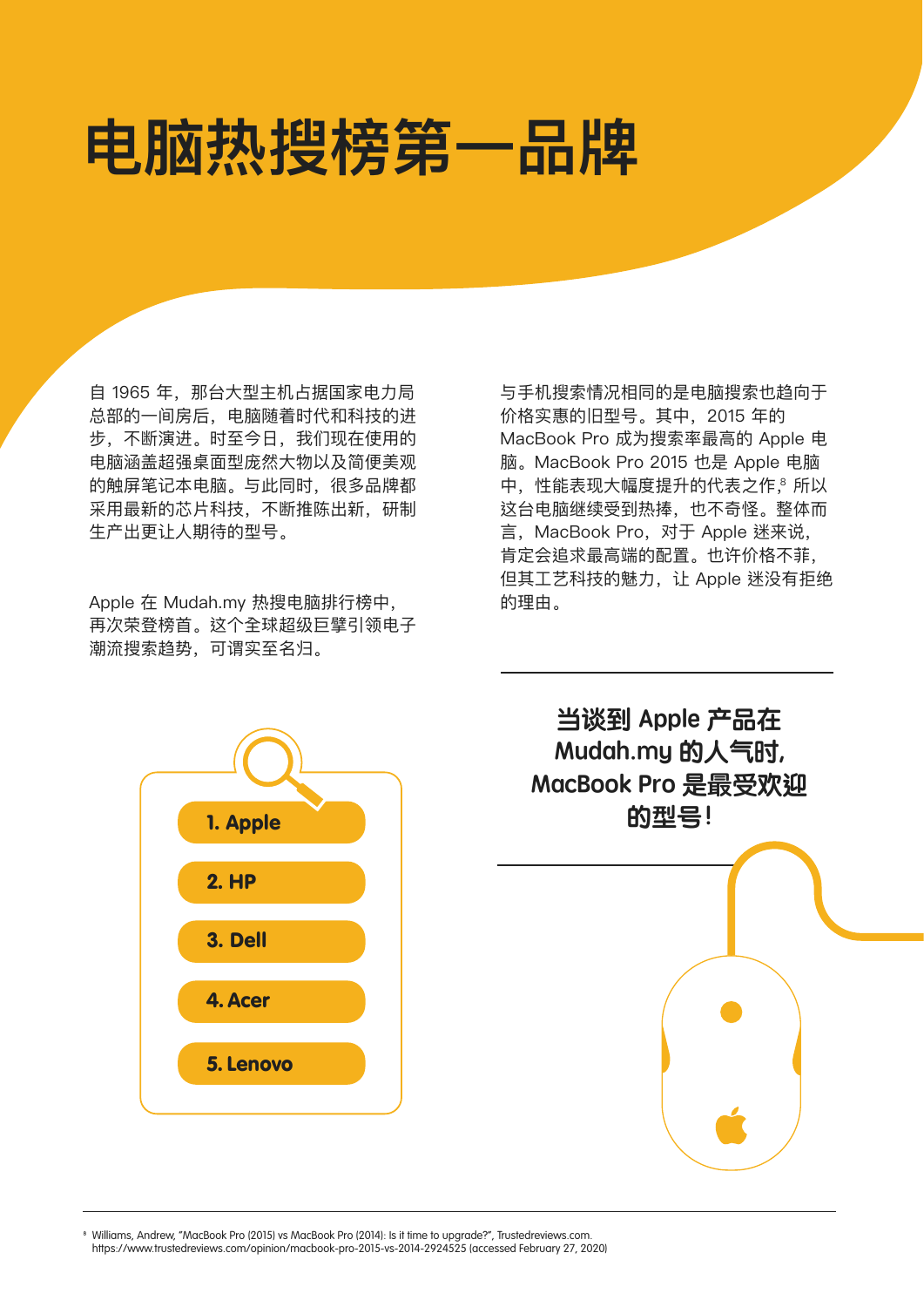# 电脑热搜榜第一品牌

自 1965 年，那台大型主机占据国家电力局总部的一间房后，电脑随着时代和科技的进步，不断演进。时至今日，我们现在使用的电脑涵盖超强桌面型庞然大物以及简便美观的触屏笔记本电脑。与此同时，很多品牌都采用最新的芯片科技，不断推陈出新，研制生产出更让人期待的型号。

Apple 在 Mudah.my 热搜电脑排行榜中，再次荣登榜首。这个全球超级巨擘引领电子潮流搜索趋势，可谓实至名归。

与手机搜索情况相同的是电脑搜索也趋向于价格实惠的旧型号。其中，2015 年的 MacBook Pro 成为搜索率最高的 Apple 电脑。MacBook Pro 2015 也是 Apple 电脑中，性能表现大幅度提升的代表之作，[8] 所以这台电脑继续受到热捧，也不奇怪。整体而言，MacBook Pro，对于 Apple 迷来说，肯定会追求最高端的配置。也许价格不菲，但其工艺科技的魅力，让 Apple 迷没有拒绝的理由。

1. Apple
2. HP
3. Dell
4. Acer
5. Lenovo

**当谈到 Apple 产品在 Mudah.my 的人气时，MacBook Pro 是最受欢迎的型号！**

---

[8] Williams, Andrew, "MacBook Pro (2015) vs MacBook Pro (2014): Is it time to upgrade?", Trustedreviews.com. https://www.trustedreviews.com/opinion/macbook-pro-2015-vs-2014-2924525 (accessed February 27, 2020)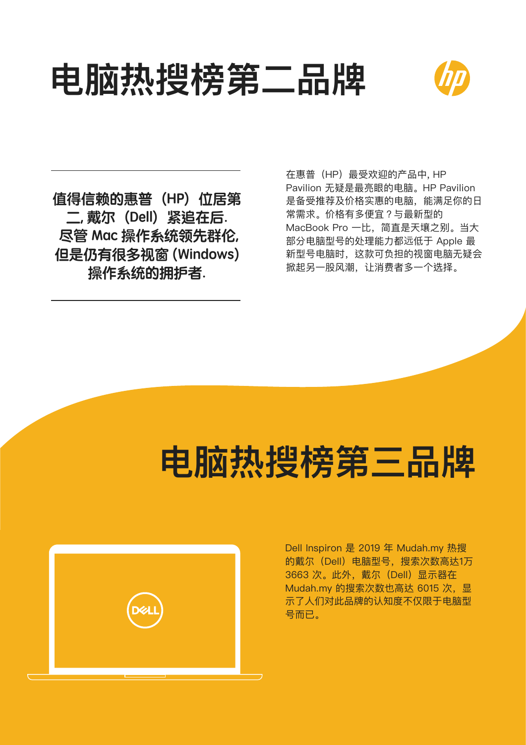# 电脑热搜榜第二品牌

**值得信赖的惠普（HP）位居第二, 戴尔（Dell）紧追在后. 尽管 Mac 操作系统领先群伦, 但是仍有很多视窗 (Windows) 操作系统的拥护者.**

在惠普（HP）最受欢迎的产品中, HP Pavilion 无疑是最亮眼的电脑。HP Pavilion 是备受推荐及价格实惠的电脑，能满足你的日常需求。价格有多便宜？与最新型的 MacBook Pro 一比，简直是天壤之别。当大部分电脑型号的处理能力都远低于 Apple 最新型号电脑时，这款可负担的视窗电脑无疑会掀起另一股风潮，让消费者多一个选择。

# 电脑热搜榜第三品牌

Dell Inspiron 是 2019 年 Mudah.my 热搜的戴尔（Dell）电脑型号，搜索次数高达1万 3663 次。此外，戴尔（Dell）显示器在 Mudah.my 的搜索次数也高达 6015 次，显示了人们对此品牌的认知度不仅限于电脑型号而已。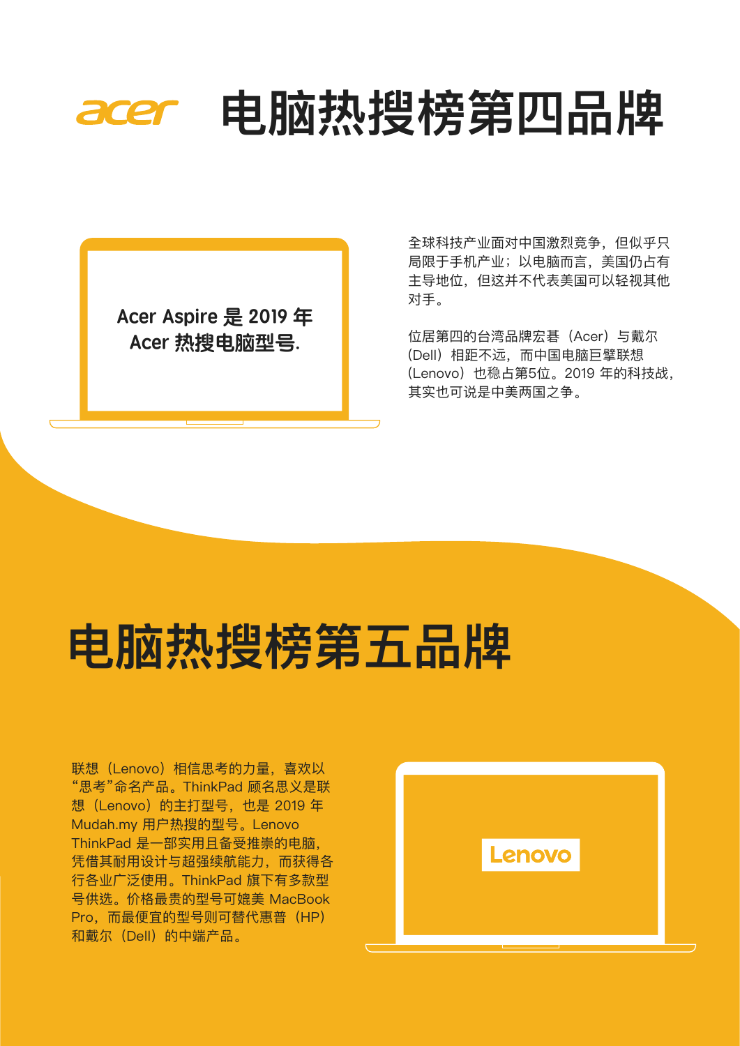# acer 电脑热搜榜第四品牌

Acer Aspire 是 2019 年
Acer 热搜电脑型号.

全球科技产业面对中国激烈竞争，但似乎只局限于手机产业；以电脑而言，美国仍占有主导地位，但这并不代表美国可以轻视其他对手。

位居第四的台湾品牌宏碁（Acer）与戴尔（Dell）相距不远，而中国电脑巨擘联想（Lenovo）也稳占第5位。2019 年的科技战，其实也可说是中美两国之争。

# 电脑热搜榜第五品牌

联想（Lenovo）相信思考的力量，喜欢以"思考"命名产品。ThinkPad 顾名思义是联想（Lenovo）的主打型号，也是 2019 年 Mudah.my 用户热搜的型号。Lenovo ThinkPad 是一部实用且备受推崇的电脑，凭借其耐用设计与超强续航能力，而获得各行各业广泛使用。ThinkPad 旗下有多款型号供选。价格最贵的型号可媲美 MacBook Pro，而最便宜的型号则可替代惠普（HP）和戴尔（Dell）的中端产品。

Lenovo